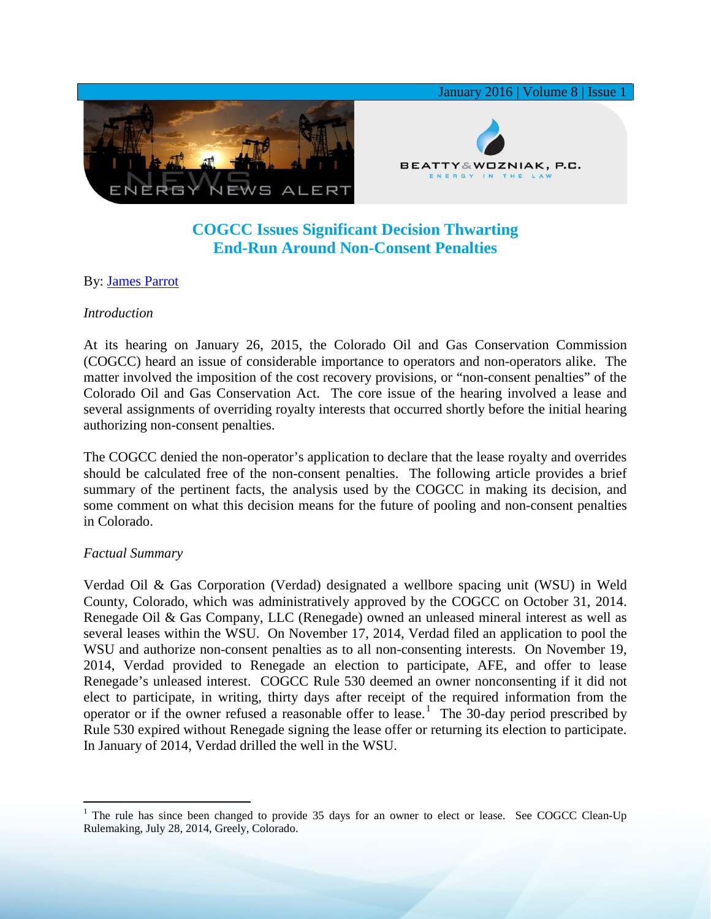# COGCC Issues Significant Decision Thwarting End-Run Around Non-Consent Penalties

By: James Parrot

*Introduction*

At its hearing on January 26, 2015, the Colorado Oil and Gas Conservation Commission (COGCC) heard an issue of considerable importance to operators and non-operators alike. The matter involved the imposition of the cost recovery provisions, or "non-consent penalties" of the Colorado Oil and Gas Conservation Act. The core issue of the hearing involved a lease and several assignments of overriding royalty interests that occurred shortly before the initial hearing authorizing non-consent penalties.

The COGCC denied the non-operator's application to declare that the lease royalty and overrides should be calculated free of the non-consent penalties. The following article provides a brief summary of the pertinent facts, the analysis used by the COGCC in making its decision, and some comment on what this decision means for the future of pooling and non-consent penalties in Colorado.

*Factual Summary*

Verdad Oil & Gas Corporation (Verdad) designated a wellbore spacing unit (WSU) in Weld County, Colorado, which was administratively approved by the COGCC on October 31, 2014. Renegade Oil & Gas Company, LLC (Renegade) owned an unleased mineral interest as well as several leases within the WSU. On November 17, 2014, Verdad filed an application to pool the WSU and authorize non-consent penalties as to all non-consenting interests. On November 19, 2014, Verdad provided to Renegade an election to participate, AFE, and offer to lease Renegade's unleased interest. COGCC Rule 530 deemed an owner nonconsenting if it did not elect to participate, in writing, thirty days after receipt of the required information from the operator or if the owner refused a reasonable offer to lease.[1] The 30-day period prescribed by Rule 530 expired without Renegade signing the lease offer or returning its election to participate. In January of 2014, Verdad drilled the well in the WSU.

[1] The rule has since been changed to provide 35 days for an owner to elect or lease. See COGCC Clean-Up Rulemaking, July 28, 2014, Greely, Colorado.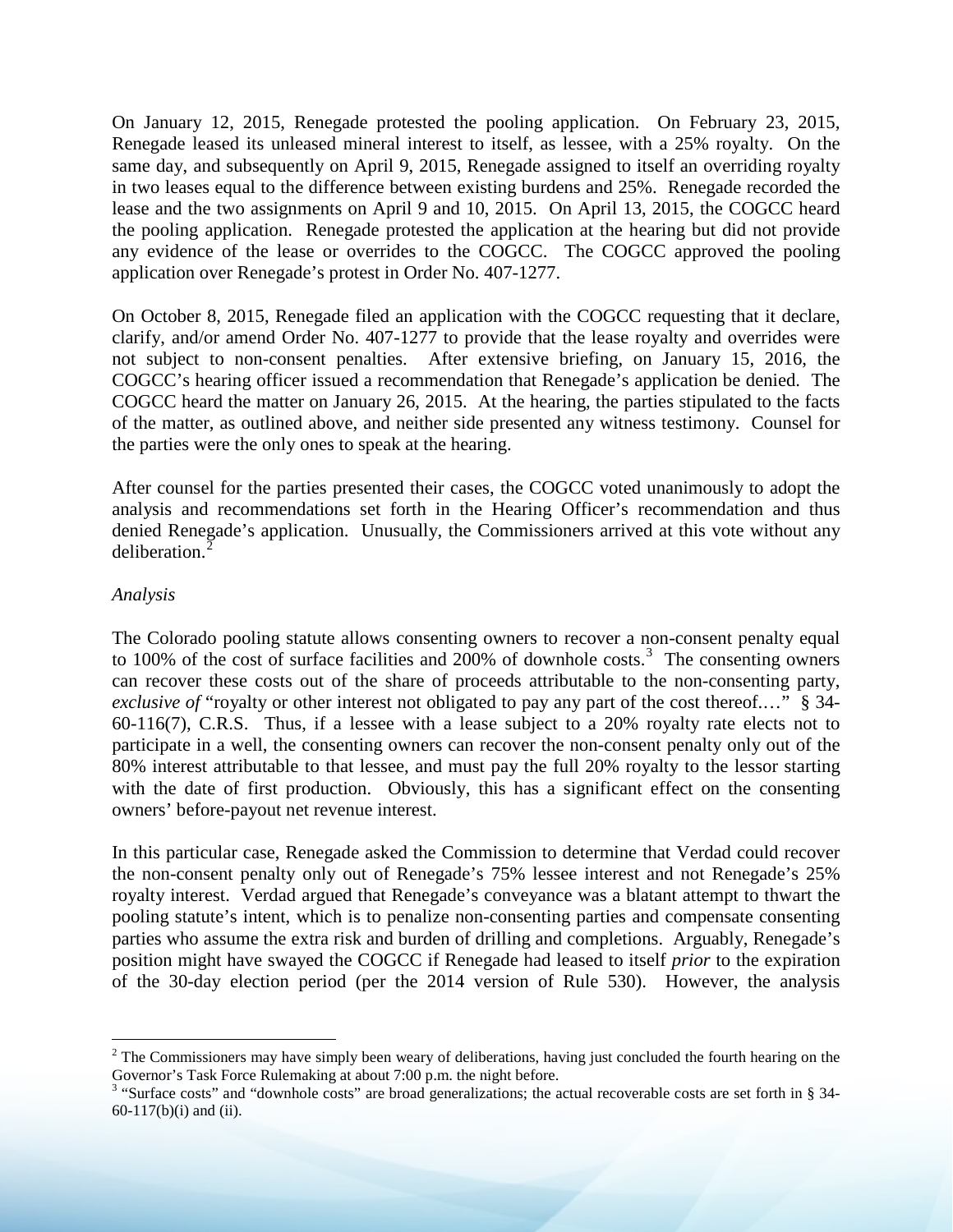On January 12, 2015, Renegade protested the pooling application. On February 23, 2015, Renegade leased its unleased mineral interest to itself, as lessee, with a 25% royalty. On the same day, and subsequently on April 9, 2015, Renegade assigned to itself an overriding royalty in two leases equal to the difference between existing burdens and 25%. Renegade recorded the lease and the two assignments on April 9 and 10, 2015. On April 13, 2015, the COGCC heard the pooling application. Renegade protested the application at the hearing but did not provide any evidence of the lease or overrides to the COGCC. The COGCC approved the pooling application over Renegade's protest in Order No. 407-1277.

On October 8, 2015, Renegade filed an application with the COGCC requesting that it declare, clarify, and/or amend Order No. 407-1277 to provide that the lease royalty and overrides were not subject to non-consent penalties. After extensive briefing, on January 15, 2016, the COGCC's hearing officer issued a recommendation that Renegade's application be denied. The COGCC heard the matter on January 26, 2015. At the hearing, the parties stipulated to the facts of the matter, as outlined above, and neither side presented any witness testimony. Counsel for the parties were the only ones to speak at the hearing.

After counsel for the parties presented their cases, the COGCC voted unanimously to adopt the analysis and recommendations set forth in the Hearing Officer's recommendation and thus denied Renegade's application. Unusually, the Commissioners arrived at this vote without any deliberation.[2]

*Analysis*

The Colorado pooling statute allows consenting owners to recover a non-consent penalty equal to 100% of the cost of surface facilities and 200% of downhole costs.[3] The consenting owners can recover these costs out of the share of proceeds attributable to the non-consenting party, *exclusive of* "royalty or other interest not obligated to pay any part of the cost thereof.…" § 34-60-116(7), C.R.S. Thus, if a lessee with a lease subject to a 20% royalty rate elects not to participate in a well, the consenting owners can recover the non-consent penalty only out of the 80% interest attributable to that lessee, and must pay the full 20% royalty to the lessor starting with the date of first production. Obviously, this has a significant effect on the consenting owners' before-payout net revenue interest.

In this particular case, Renegade asked the Commission to determine that Verdad could recover the non-consent penalty only out of Renegade's 75% lessee interest and not Renegade's 25% royalty interest. Verdad argued that Renegade's conveyance was a blatant attempt to thwart the pooling statute's intent, which is to penalize non-consenting parties and compensate consenting parties who assume the extra risk and burden of drilling and completions. Arguably, Renegade's position might have swayed the COGCC if Renegade had leased to itself *prior* to the expiration of the 30-day election period (per the 2014 version of Rule 530). However, the analysis

---

[2] The Commissioners may have simply been weary of deliberations, having just concluded the fourth hearing on the Governor's Task Force Rulemaking at about 7:00 p.m. the night before.

[3] "Surface costs" and "downhole costs" are broad generalizations; the actual recoverable costs are set forth in § 34-60-117(b)(i) and (ii).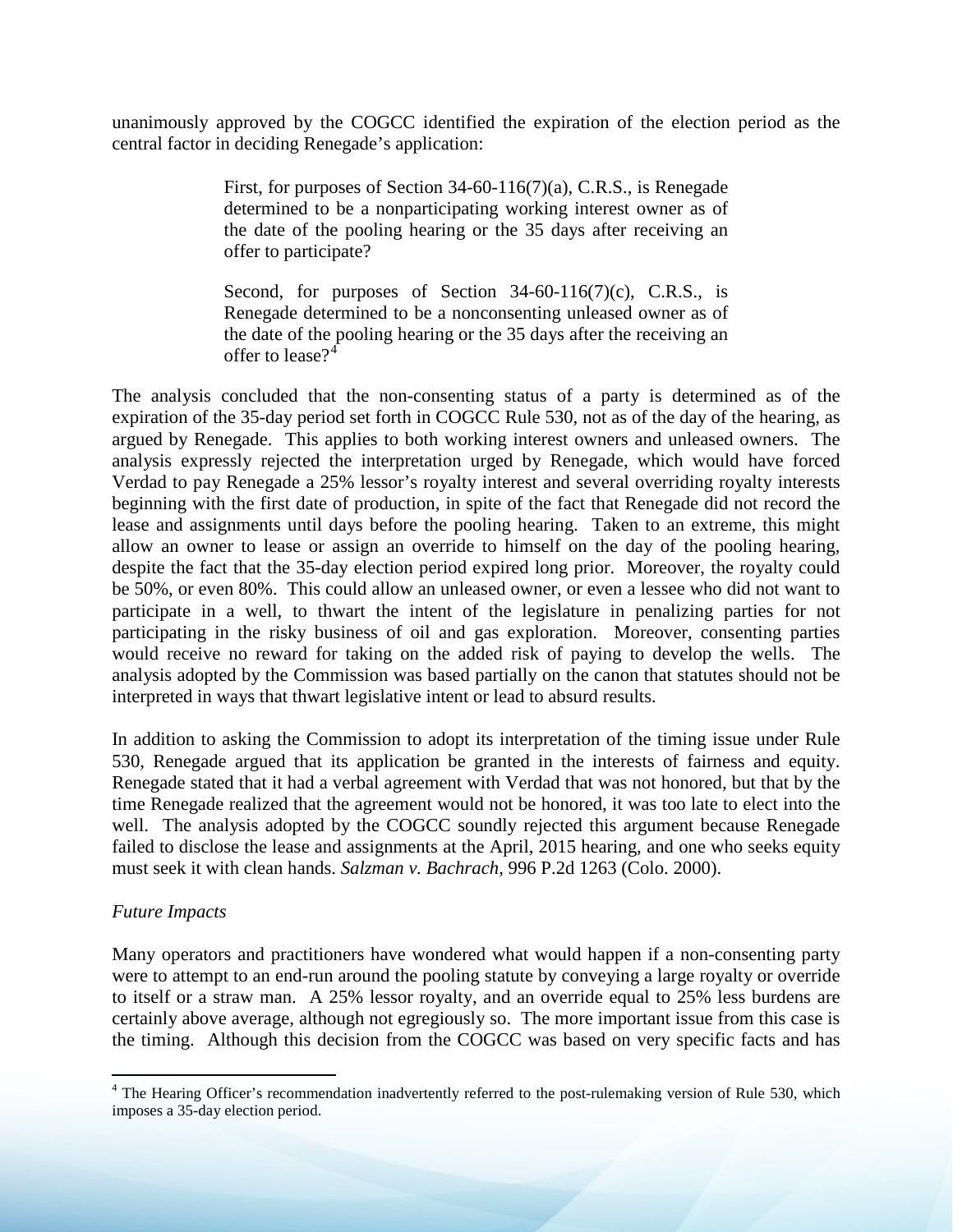unanimously approved by the COGCC identified the expiration of the election period as the central factor in deciding Renegade's application:

> First, for purposes of Section 34-60-116(7)(a), C.R.S., is Renegade determined to be a nonparticipating working interest owner as of the date of the pooling hearing or the 35 days after receiving an offer to participate?
>
> Second, for purposes of Section 34-60-116(7)(c), C.R.S., is Renegade determined to be a nonconsenting unleased owner as of the date of the pooling hearing or the 35 days after the receiving an offer to lease?[4]

The analysis concluded that the non-consenting status of a party is determined as of the expiration of the 35-day period set forth in COGCC Rule 530, not as of the day of the hearing, as argued by Renegade. This applies to both working interest owners and unleased owners. The analysis expressly rejected the interpretation urged by Renegade, which would have forced Verdad to pay Renegade a 25% lessor's royalty interest and several overriding royalty interests beginning with the first date of production, in spite of the fact that Renegade did not record the lease and assignments until days before the pooling hearing. Taken to an extreme, this might allow an owner to lease or assign an override to himself on the day of the pooling hearing, despite the fact that the 35-day election period expired long prior. Moreover, the royalty could be 50%, or even 80%. This could allow an unleased owner, or even a lessee who did not want to participate in a well, to thwart the intent of the legislature in penalizing parties for not participating in the risky business of oil and gas exploration. Moreover, consenting parties would receive no reward for taking on the added risk of paying to develop the wells. The analysis adopted by the Commission was based partially on the canon that statutes should not be interpreted in ways that thwart legislative intent or lead to absurd results.

In addition to asking the Commission to adopt its interpretation of the timing issue under Rule 530, Renegade argued that its application be granted in the interests of fairness and equity. Renegade stated that it had a verbal agreement with Verdad that was not honored, but that by the time Renegade realized that the agreement would not be honored, it was too late to elect into the well. The analysis adopted by the COGCC soundly rejected this argument because Renegade failed to disclose the lease and assignments at the April, 2015 hearing, and one who seeks equity must seek it with clean hands. *Salzman v. Bachrach*, 996 P.2d 1263 (Colo. 2000).

*Future Impacts*

Many operators and practitioners have wondered what would happen if a non-consenting party were to attempt to an end-run around the pooling statute by conveying a large royalty or override to itself or a straw man. A 25% lessor royalty, and an override equal to 25% less burdens are certainly above average, although not egregiously so. The more important issue from this case is the timing. Although this decision from the COGCC was based on very specific facts and has

---

[4] The Hearing Officer's recommendation inadvertently referred to the post-rulemaking version of Rule 530, which imposes a 35-day election period.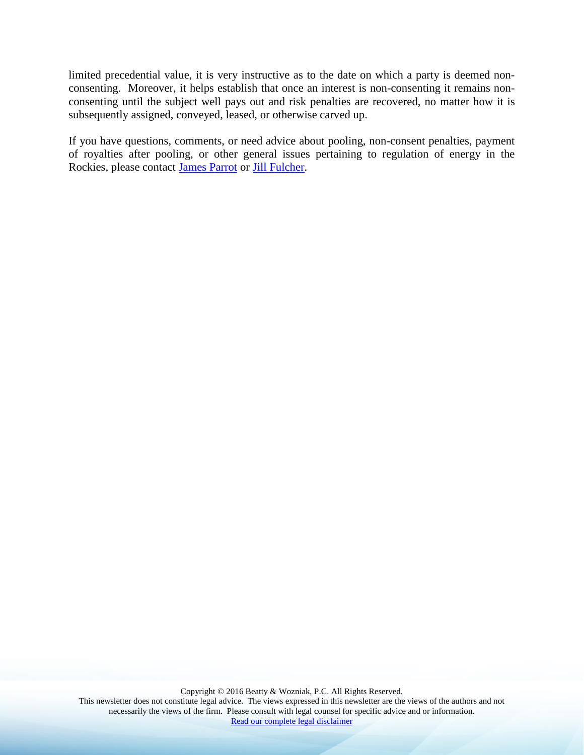limited precedential value, it is very instructive as to the date on which a party is deemed non-consenting. Moreover, it helps establish that once an interest is non-consenting it remains non-consenting until the subject well pays out and risk penalties are recovered, no matter how it is subsequently assigned, conveyed, leased, or otherwise carved up.

If you have questions, comments, or need advice about pooling, non-consent penalties, payment of royalties after pooling, or other general issues pertaining to regulation of energy in the Rockies, please contact James Parrot or Jill Fulcher.

Copyright © 2016 Beatty & Wozniak, P.C. All Rights Reserved.
This newsletter does not constitute legal advice. The views expressed in this newsletter are the views of the authors and not necessarily the views of the firm. Please consult with legal counsel for specific advice and or information.
Read our complete legal disclaimer